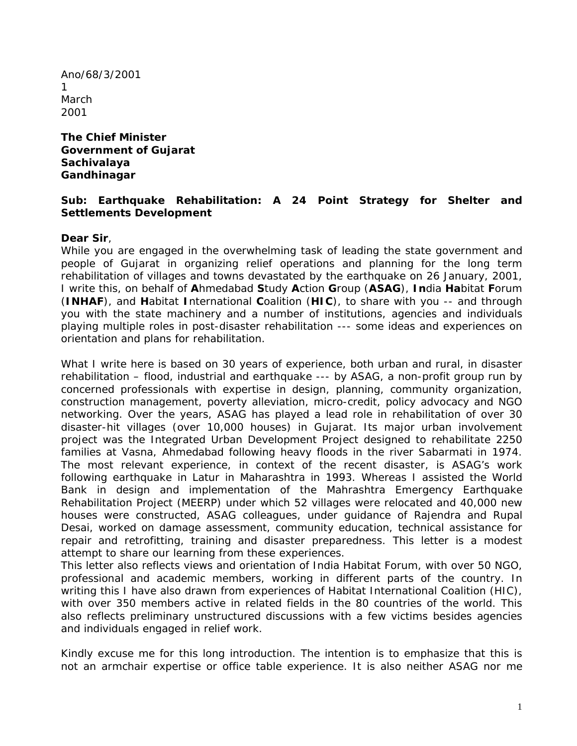Ano/68/3/2001
1
March
2001

**The Chief Minister**
**Government of Gujarat**
**Sachivalaya**
**Gandhinagar**

**Sub: Earthquake Rehabilitation: A 24 Point Strategy for Shelter and Settlements Development**

**Dear Sir**,
While you are engaged in the overwhelming task of leading the state government and people of Gujarat in organizing relief operations and planning for the long term rehabilitation of villages and towns devastated by the earthquake on 26 January, 2001, I write this, on behalf of **A**hmedabad **S**tudy **A**ction **G**roup (**ASAG**), **In**dia **Ha**bitat **F**orum (**INHAF**), and **H**abitat **I**nternational **C**oalition (**HIC**), to share with you -- and through you with the state machinery and a number of institutions, agencies and individuals playing multiple roles in post-disaster rehabilitation --- some ideas and experiences on orientation and plans for rehabilitation.

What I write here is based on 30 years of experience, both urban and rural, in disaster rehabilitation – flood, industrial and earthquake --- by ASAG, a non-profit group run by concerned professionals with expertise in design, planning, community organization, construction management, poverty alleviation, micro-credit, policy advocacy and NGO networking. Over the years, ASAG has played a lead role in rehabilitation of over 30 disaster-hit villages (over 10,000 houses) in Gujarat. Its major urban involvement project was the Integrated Urban Development Project designed to rehabilitate 2250 families at Vasna, Ahmedabad following heavy floods in the river Sabarmati in 1974. The most relevant experience, in context of the recent disaster, is ASAG's work following earthquake in Latur in Maharashtra in 1993. Whereas I assisted the World Bank in design and implementation of the Mahrashtra Emergency Earthquake Rehabilitation Project (MEERP) under which 52 villages were relocated and 40,000 new houses were constructed, ASAG colleagues, under guidance of Rajendra and Rupal Desai, worked on damage assessment, community education, technical assistance for repair and retrofitting, training and disaster preparedness. This letter is a modest attempt to share our learning from these experiences.

This letter also reflects views and orientation of India Habitat Forum, with over 50 NGO, professional and academic members, working in different parts of the country. In writing this I have also drawn from experiences of Habitat International Coalition (HIC), with over 350 members active in related fields in the 80 countries of the world. This also reflects preliminary unstructured discussions with a few victims besides agencies and individuals engaged in relief work.

Kindly excuse me for this long introduction. The intention is to emphasize that this is not an armchair expertise or office table experience. It is also neither ASAG nor me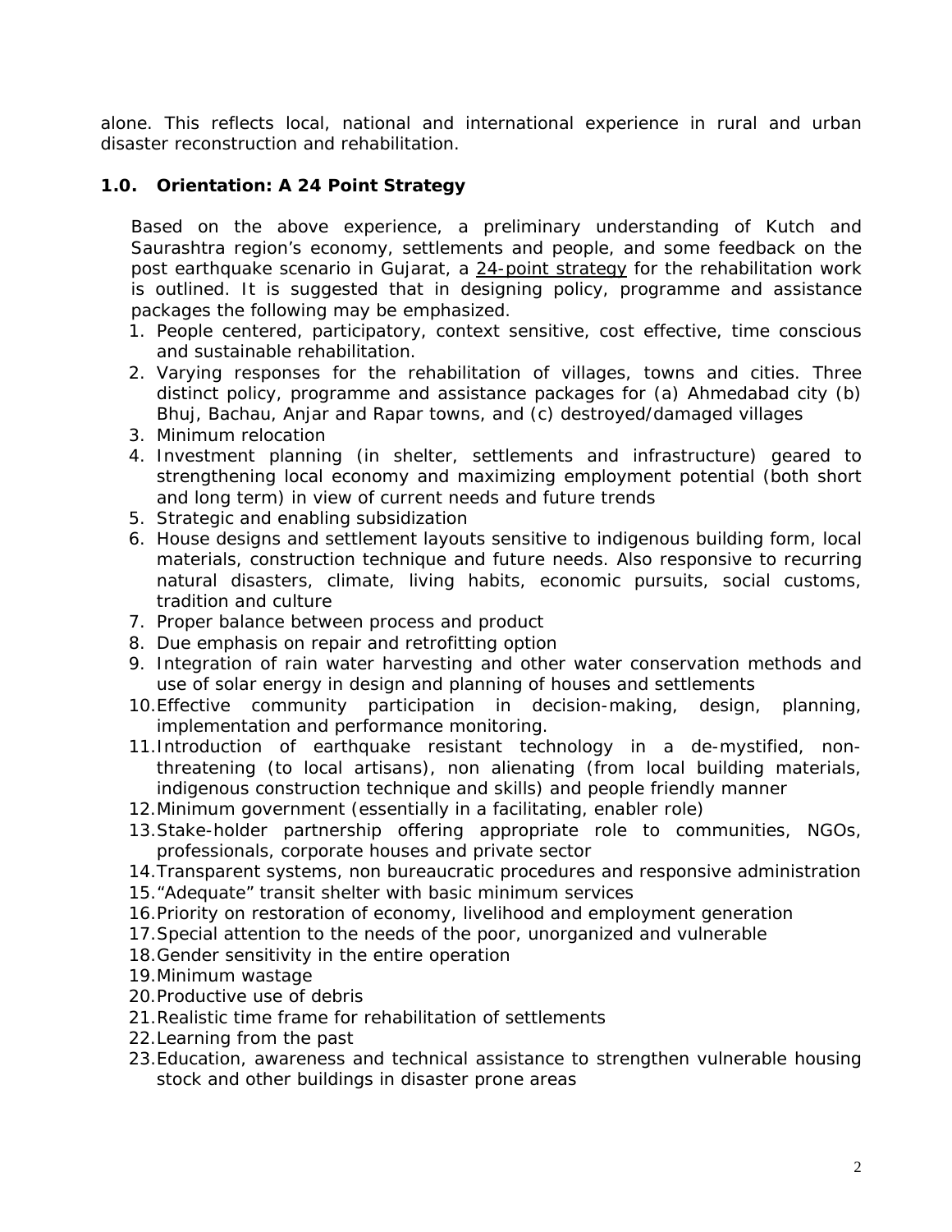alone. This reflects local, national and international experience in rural and urban disaster reconstruction and rehabilitation.

### 1.0. Orientation: A 24 Point Strategy

Based on the above experience, a preliminary understanding of Kutch and Saurashtra region's economy, settlements and people, and some feedback on the post earthquake scenario in Gujarat, a 24-point strategy for the rehabilitation work is outlined. It is suggested that in designing policy, programme and assistance packages the following may be emphasized.

1. People centered, participatory, context sensitive, cost effective, time conscious and sustainable rehabilitation.
2. Varying responses for the rehabilitation of villages, towns and cities. Three distinct policy, programme and assistance packages for (a) Ahmedabad city (b) Bhuj, Bachau, Anjar and Rapar towns, and (c) destroyed/damaged villages
3. Minimum relocation
4. Investment planning (in shelter, settlements and infrastructure) geared to strengthening local economy and maximizing employment potential (both short and long term) in view of current needs and future trends
5. Strategic and enabling subsidization
6. House designs and settlement layouts sensitive to indigenous building form, local materials, construction technique and future needs. Also responsive to recurring natural disasters, climate, living habits, economic pursuits, social customs, tradition and culture
7. Proper balance between process and product
8. Due emphasis on repair and retrofitting option
9. Integration of rain water harvesting and other water conservation methods and use of solar energy in design and planning of houses and settlements
10. Effective community participation in decision-making, design, planning, implementation and performance monitoring.
11. Introduction of earthquake resistant technology in a de-mystified, non-threatening (to local artisans), non alienating (from local building materials, indigenous construction technique and skills) and people friendly manner
12. Minimum government (essentially in a facilitating, enabler role)
13. Stake-holder partnership offering appropriate role to communities, NGOs, professionals, corporate houses and private sector
14. Transparent systems, non bureaucratic procedures and responsive administration
15. "Adequate" transit shelter with basic minimum services
16. Priority on restoration of economy, livelihood and employment generation
17. Special attention to the needs of the poor, unorganized and vulnerable
18. Gender sensitivity in the entire operation
19. Minimum wastage
20. Productive use of debris
21. Realistic time frame for rehabilitation of settlements
22. Learning from the past
23. Education, awareness and technical assistance to strengthen vulnerable housing stock and other buildings in disaster prone areas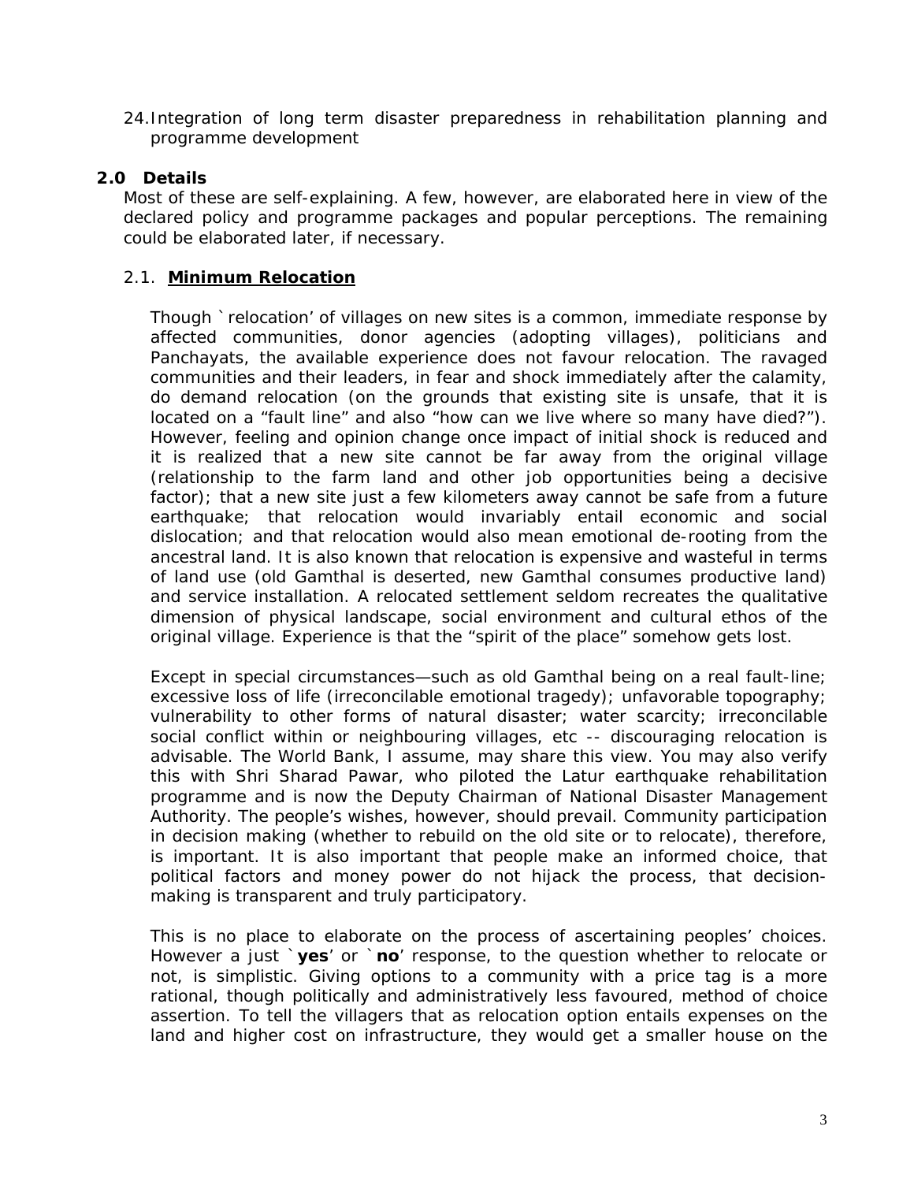24. Integration of long term disaster preparedness in rehabilitation planning and programme development

## 2.0 Details

Most of these are self-explaining. A few, however, are elaborated here in view of the declared policy and programme packages and popular perceptions. The remaining could be elaborated later, if necessary.

### 2.1. **Minimum Relocation**

Though `relocation' of villages on new sites is a common, immediate response by affected communities, donor agencies (adopting villages), politicians and Panchayats, the available experience does not favour relocation. The ravaged communities and their leaders, in fear and shock immediately after the calamity, do demand relocation (on the grounds that existing site is unsafe, that it is located on a "fault line" and also "how can we live where so many have died?"). However, feeling and opinion change once impact of initial shock is reduced and it is realized that a new site cannot be far away from the original village (relationship to the farm land and other job opportunities being a decisive factor); that a new site just a few kilometers away cannot be safe from a future earthquake; that relocation would invariably entail economic and social dislocation; and that relocation would also mean emotional de-rooting from the ancestral land. It is also known that relocation is expensive and wasteful in terms of land use (old Gamthal is deserted, new Gamthal consumes productive land) and service installation. A relocated settlement seldom recreates the qualitative dimension of physical landscape, social environment and cultural ethos of the original village. Experience is that the "spirit of the place" somehow gets lost.

Except in special circumstances—such as old Gamthal being on a real fault-line; excessive loss of life (irreconcilable emotional tragedy); unfavorable topography; vulnerability to other forms of natural disaster; water scarcity; irreconcilable social conflict within or neighbouring villages, etc -- discouraging relocation is advisable. The World Bank, I assume, may share this view. You may also verify this with Shri Sharad Pawar, who piloted the Latur earthquake rehabilitation programme and is now the Deputy Chairman of National Disaster Management Authority. The people's wishes, however, should prevail. Community participation in decision making (whether to rebuild on the old site or to relocate), therefore, is important. It is also important that people make an informed choice, that political factors and money power do not hijack the process, that decision-making is transparent and truly participatory.

This is no place to elaborate on the process of ascertaining peoples' choices. However a just `**yes**' or `**no**' response, to the question whether to relocate or not, is simplistic. Giving options to a community with a price tag is a more rational, though politically and administratively less favoured, method of choice assertion. To tell the villagers that as relocation option entails expenses on the land and higher cost on infrastructure, they would get a smaller house on the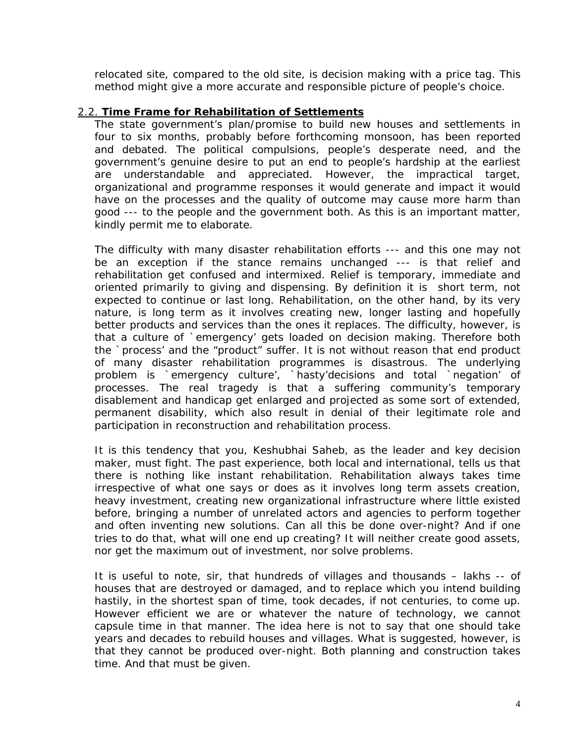relocated site, compared to the old site, is decision making with a price tag. This method might give a more accurate and responsible picture of people's choice.

## 2.2. **Time Frame for Rehabilitation of Settlements**

The state government's plan/promise to build new houses and settlements in four to six months, probably before forthcoming monsoon, has been reported and debated. The political compulsions, people's desperate need, and the government's genuine desire to put an end to people's hardship at the earliest are understandable and appreciated. However, the impractical target, organizational and programme responses it would generate and impact it would have on the processes and the quality of outcome may cause more harm than good --- to the people and the government both. As this is an important matter, kindly permit me to elaborate.

The difficulty with many disaster rehabilitation efforts --- and this one may not be an exception if the stance remains unchanged --- is that relief and rehabilitation get confused and intermixed. Relief is temporary, immediate and oriented primarily to giving and dispensing. By definition it is short term, not expected to continue or last long. Rehabilitation, on the other hand, by its very nature, is long term as it involves creating new, longer lasting and hopefully better products and services than the ones it replaces. The difficulty, however, is that a culture of `emergency' gets loaded on decision making. Therefore both the `process' and the "product" suffer. It is not without reason that end product of many disaster rehabilitation programmes is disastrous. The underlying problem is `emergency culture', `hasty'decisions and total `negation' of processes. The real tragedy is that a suffering community's temporary disablement and handicap get enlarged and projected as some sort of extended, permanent disability, which also result in denial of their legitimate role and participation in reconstruction and rehabilitation process.

It is this tendency that you, Keshubhai Saheb, as the leader and key decision maker, must fight. The past experience, both local and international, tells us that there is nothing like instant rehabilitation. Rehabilitation always takes time irrespective of what one says or does as it involves long term assets creation, heavy investment, creating new organizational infrastructure where little existed before, bringing a number of unrelated actors and agencies to perform together and often inventing new solutions. Can all this be done over-night? And if one tries to do that, what will one end up creating? It will neither create good assets, nor get the maximum out of investment, nor solve problems.

It is useful to note, sir, that hundreds of villages and thousands – lakhs -- of houses that are destroyed or damaged, and to replace which you intend building hastily, in the shortest span of time, took decades, if not centuries, to come up. However efficient we are or whatever the nature of technology, we cannot capsule time in that manner. The idea here is not to say that one should take years and decades to rebuild houses and villages. What is suggested, however, is that they cannot be produced over-night. Both planning and construction takes time. And that must be given.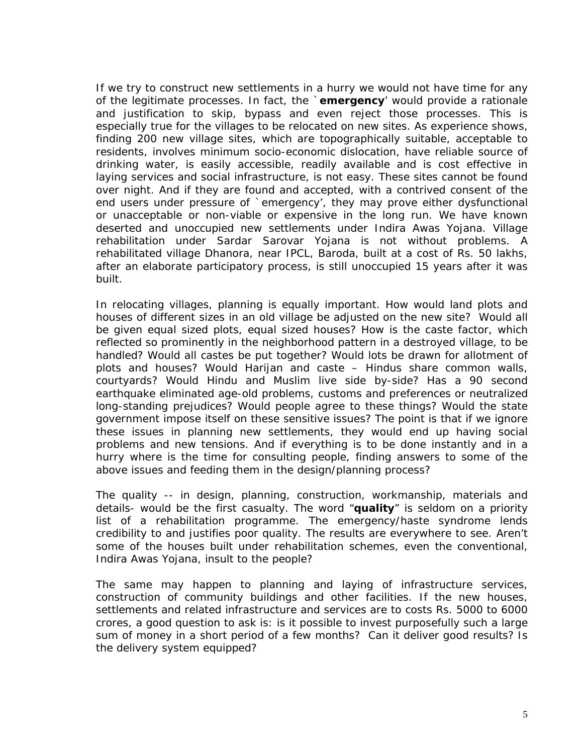If we try to construct new settlements in a hurry we would not have time for any of the legitimate processes. In fact, the `**emergency**' would provide a rationale and justification to skip, bypass and even reject those processes. This is especially true for the villages to be relocated on new sites. As experience shows, finding 200 new village sites, which are topographically suitable, acceptable to residents, involves minimum socio-economic dislocation, have reliable source of drinking water, is easily accessible, readily available and is cost effective in laying services and social infrastructure, is not easy. These sites cannot be found over night. And if they are found and accepted, with a contrived consent of the end users under pressure of `emergency', they may prove either dysfunctional or unacceptable or non-viable or expensive in the long run. We have known deserted and unoccupied new settlements under Indira Awas Yojana. Village rehabilitation under Sardar Sarovar Yojana is not without problems. A rehabilitated village Dhanora, near IPCL, Baroda, built at a cost of Rs. 50 lakhs, after an elaborate participatory process, is still unoccupied 15 years after it was built.

In relocating villages, planning is equally important. How would land plots and houses of different sizes in an old village be adjusted on the new site? Would all be given equal sized plots, equal sized houses? How is the caste factor, which reflected so prominently in the neighborhood pattern in a destroyed village, to be handled? Would all castes be put together? Would lots be drawn for allotment of plots and houses? Would Harijan and caste – Hindus share common walls, courtyards? Would Hindu and Muslim live side by-side? Has a 90 second earthquake eliminated age-old problems, customs and preferences or neutralized long-standing prejudices? Would people agree to these things? Would the state government impose itself on these sensitive issues? The point is that if we ignore these issues in planning new settlements, they would end up having social problems and new tensions. And if everything is to be done instantly and in a hurry where is the time for consulting people, finding answers to some of the above issues and feeding them in the design/planning process?

The quality -- in design, planning, construction, workmanship, materials and details- would be the first casualty. The word "**quality**" is seldom on a priority list of a rehabilitation programme. The emergency/haste syndrome lends credibility to and justifies poor quality. The results are everywhere to see. Aren't some of the houses built under rehabilitation schemes, even the conventional, Indira Awas Yojana, insult to the people?

The same may happen to planning and laying of infrastructure services, construction of community buildings and other facilities. If the new houses, settlements and related infrastructure and services are to costs Rs. 5000 to 6000 crores, a good question to ask is: is it possible to invest purposefully such a large sum of money in a short period of a few months? Can it deliver good results? Is the delivery system equipped?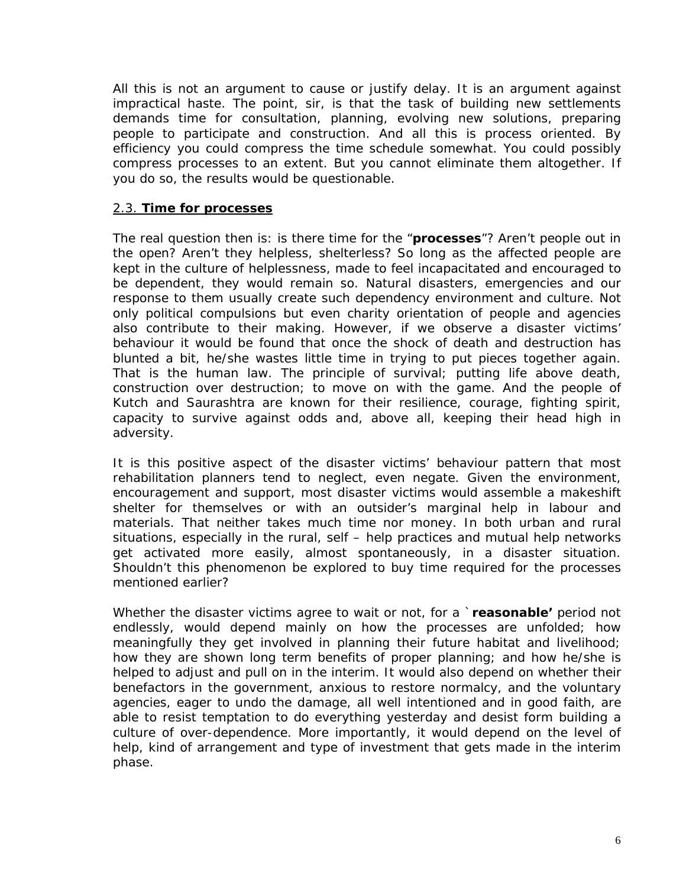All this is not an argument to cause or justify delay. It is an argument against impractical haste. The point, sir, is that the task of building new settlements demands time for consultation, planning, evolving new solutions, preparing people to participate and construction. And all this is process oriented. By efficiency you could compress the time schedule somewhat. You could possibly compress processes to an extent. But you cannot eliminate them altogether. If you do so, the results would be questionable.

### 2.3. **Time for processes**

The real question then is: is there time for the "**processes**"? Aren't people out in the open? Aren't they helpless, shelterless? So long as the affected people are kept in the culture of helplessness, made to feel incapacitated and encouraged to be dependent, they would remain so. Natural disasters, emergencies and our response to them usually create such dependency environment and culture. Not only political compulsions but even charity orientation of people and agencies also contribute to their making. However, if we observe a disaster victims' behaviour it would be found that once the shock of death and destruction has blunted a bit, he/she wastes little time in trying to put pieces together again. That is the human law. The principle of survival; putting life above death, construction over destruction; to move on with the game. And the people of Kutch and Saurashtra are known for their resilience, courage, fighting spirit, capacity to survive against odds and, above all, keeping their head high in adversity.

It is this positive aspect of the disaster victims' behaviour pattern that most rehabilitation planners tend to neglect, even negate. Given the environment, encouragement and support, most disaster victims would assemble a makeshift shelter for themselves or with an outsider's marginal help in labour and materials. That neither takes much time nor money. In both urban and rural situations, especially in the rural, self – help practices and mutual help networks get activated more easily, almost spontaneously, in a disaster situation. Shouldn't this phenomenon be explored to buy time required for the processes mentioned earlier?

Whether the disaster victims agree to wait or not, for a `**reasonable'** period not endlessly, would depend mainly on how the processes are unfolded; how meaningfully they get involved in planning their future habitat and livelihood; how they are shown long term benefits of proper planning; and how he/she is helped to adjust and pull on in the interim. It would also depend on whether their benefactors in the government, anxious to restore normalcy, and the voluntary agencies, eager to undo the damage, all well intentioned and in good faith, are able to resist temptation to do everything yesterday and desist form building a culture of over-dependence. More importantly, it would depend on the level of help, kind of arrangement and type of investment that gets made in the interim phase.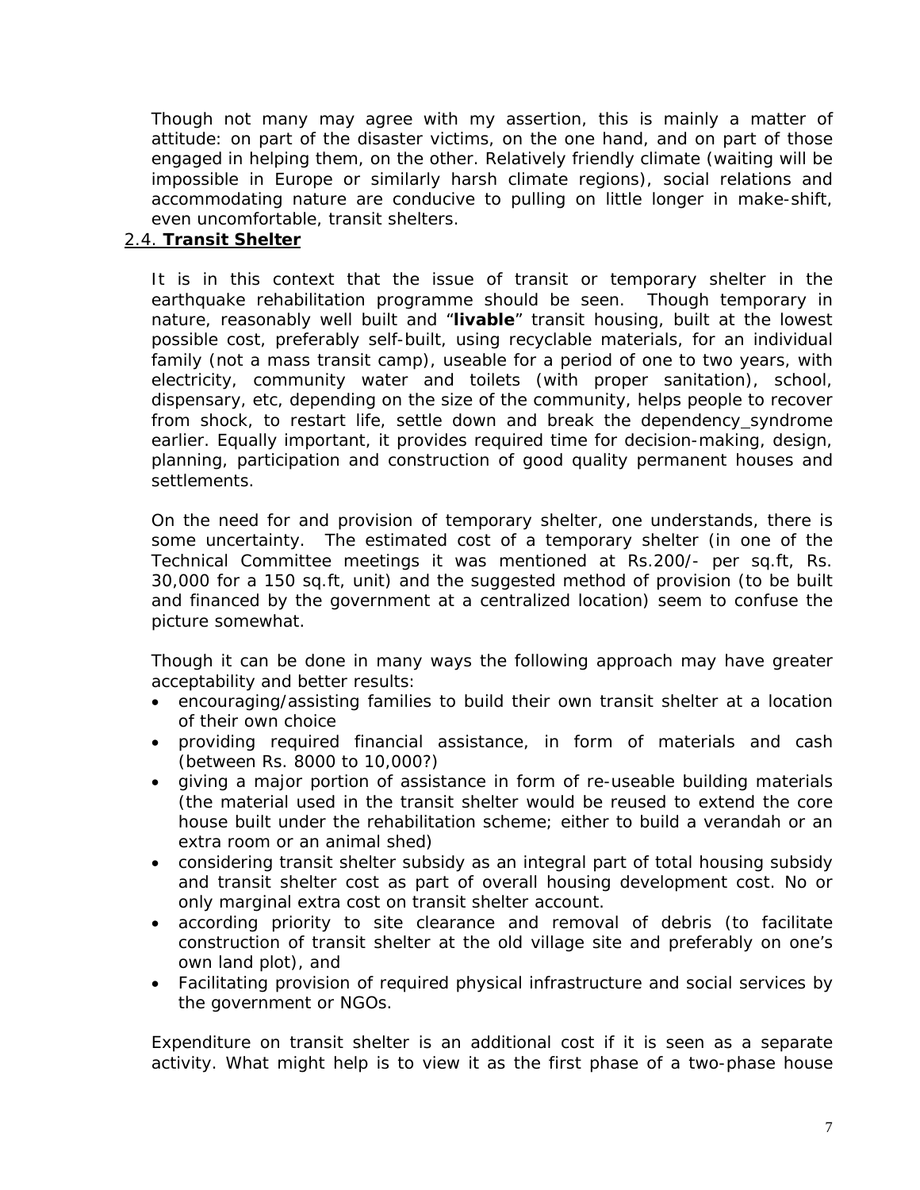Though not many may agree with my assertion, this is mainly a matter of attitude: on part of the disaster victims, on the one hand, and on part of those engaged in helping them, on the other. Relatively friendly climate (waiting will be impossible in Europe or similarly harsh climate regions), social relations and accommodating nature are conducive to pulling on little longer in make-shift, even uncomfortable, transit shelters.

## 2.4. **Transit Shelter**

It is in this context that the issue of transit or temporary shelter in the earthquake rehabilitation programme should be seen. Though temporary in nature, reasonably well built and "**livable**" transit housing, built at the lowest possible cost, preferably self-built, using recyclable materials, for an individual family (not a mass transit camp), useable for a period of one to two years, with electricity, community water and toilets (with proper sanitation), school, dispensary, etc, depending on the size of the community, helps people to recover from shock, to restart life, settle down and break the dependency_syndrome earlier. Equally important, it provides required time for decision-making, design, planning, participation and construction of good quality permanent houses and settlements.

On the need for and provision of temporary shelter, one understands, there is some uncertainty. The estimated cost of a temporary shelter (in one of the Technical Committee meetings it was mentioned at Rs.200/- per sq.ft, Rs. 30,000 for a 150 sq.ft, unit) and the suggested method of provision (to be built and financed by the government at a centralized location) seem to confuse the picture somewhat.

Though it can be done in many ways the following approach may have greater acceptability and better results:

- encouraging/assisting families to build their own transit shelter at a location of their own choice
- providing required financial assistance, in form of materials and cash (between Rs. 8000 to 10,000?)
- giving a major portion of assistance in form of re-useable building materials (the material used in the transit shelter would be reused to extend the core house built under the rehabilitation scheme; either to build a verandah or an extra room or an animal shed)
- considering transit shelter subsidy as an integral part of total housing subsidy and transit shelter cost as part of overall housing development cost. No or only marginal extra cost on transit shelter account.
- according priority to site clearance and removal of debris (to facilitate construction of transit shelter at the old village site and preferably on one's own land plot), and
- Facilitating provision of required physical infrastructure and social services by the government or NGOs.

Expenditure on transit shelter is an additional cost if it is seen as a separate activity. What might help is to view it as the first phase of a two-phase house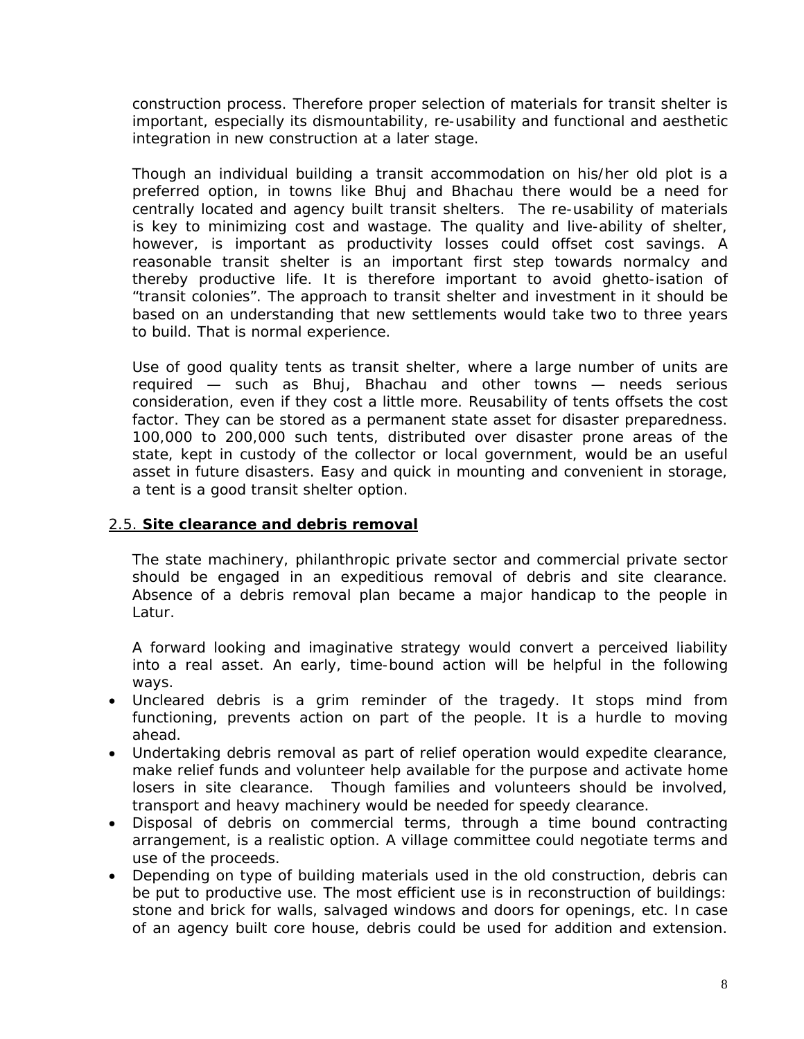construction process. Therefore proper selection of materials for transit shelter is important, especially its dismountability, re-usability and functional and aesthetic integration in new construction at a later stage.

Though an individual building a transit accommodation on his/her old plot is a preferred option, in towns like Bhuj and Bhachau there would be a need for centrally located and agency built transit shelters. The re-usability of materials is key to minimizing cost and wastage. The quality and live-ability of shelter, however, is important as productivity losses could offset cost savings. A reasonable transit shelter is an important first step towards normalcy and thereby productive life. It is therefore important to avoid ghetto-isation of "transit colonies". The approach to transit shelter and investment in it should be based on an understanding that new settlements would take two to three years to build. That is normal experience.

Use of good quality tents as transit shelter, where a large number of units are required — such as Bhuj, Bhachau and other towns — needs serious consideration, even if they cost a little more. Reusability of tents offsets the cost factor. They can be stored as a permanent state asset for disaster preparedness. 100,000 to 200,000 such tents, distributed over disaster prone areas of the state, kept in custody of the collector or local government, would be an useful asset in future disasters. Easy and quick in mounting and convenient in storage, a tent is a good transit shelter option.

### 2.5. **Site clearance and debris removal**

The state machinery, philanthropic private sector and commercial private sector should be engaged in an expeditious removal of debris and site clearance. Absence of a debris removal plan became a major handicap to the people in Latur.

A forward looking and imaginative strategy would convert a perceived liability into a real asset. An early, time-bound action will be helpful in the following ways.

- Uncleared debris is a grim reminder of the tragedy. It stops mind from functioning, prevents action on part of the people. It is a hurdle to moving ahead.
- Undertaking debris removal as part of relief operation would expedite clearance, make relief funds and volunteer help available for the purpose and activate home losers in site clearance. Though families and volunteers should be involved, transport and heavy machinery would be needed for speedy clearance.
- Disposal of debris on commercial terms, through a time bound contracting arrangement, is a realistic option. A village committee could negotiate terms and use of the proceeds.
- Depending on type of building materials used in the old construction, debris can be put to productive use. The most efficient use is in reconstruction of buildings: stone and brick for walls, salvaged windows and doors for openings, etc. In case of an agency built core house, debris could be used for addition and extension.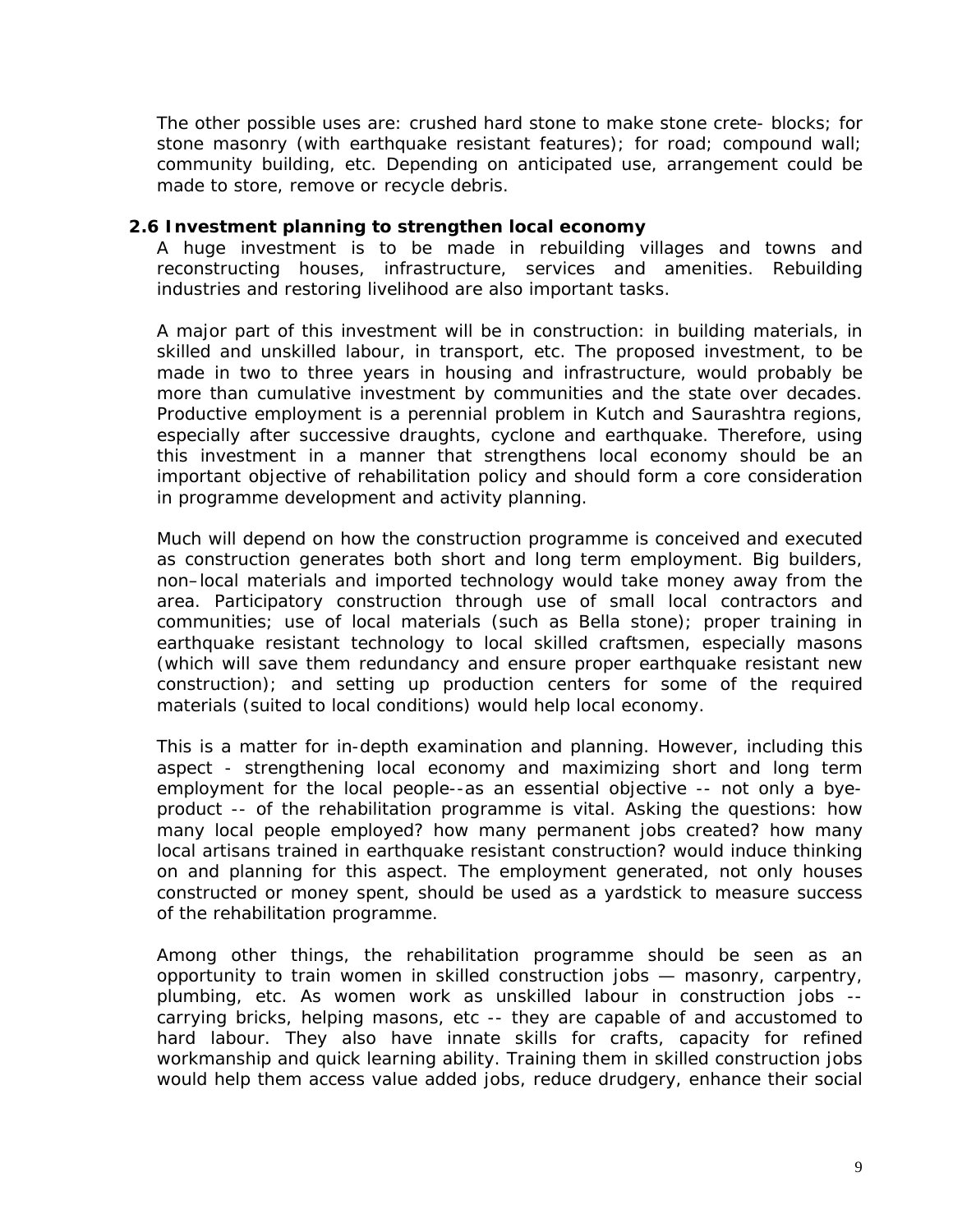The other possible uses are: crushed hard stone to make stone crete- blocks; for stone masonry (with earthquake resistant features); for road; compound wall; community building, etc. Depending on anticipated use, arrangement could be made to store, remove or recycle debris.

### 2.6 Investment planning to strengthen local economy

A huge investment is to be made in rebuilding villages and towns and reconstructing houses, infrastructure, services and amenities. Rebuilding industries and restoring livelihood are also important tasks.

A major part of this investment will be in construction: in building materials, in skilled and unskilled labour, in transport, etc. The proposed investment, to be made in two to three years in housing and infrastructure, would probably be more than cumulative investment by communities and the state over decades. Productive employment is a perennial problem in Kutch and Saurashtra regions, especially after successive draughts, cyclone and earthquake. Therefore, using this investment in a manner that strengthens local economy should be an important objective of rehabilitation policy and should form a core consideration in programme development and activity planning.

Much will depend on how the construction programme is conceived and executed as construction generates both short and long term employment. Big builders, non–local materials and imported technology would take money away from the area. Participatory construction through use of small local contractors and communities; use of local materials (such as Bella stone); proper training in earthquake resistant technology to local skilled craftsmen, especially masons (which will save them redundancy and ensure proper earthquake resistant new construction); and setting up production centers for some of the required materials (suited to local conditions) would help local economy.

This is a matter for in-depth examination and planning. However, including this aspect - strengthening local economy and maximizing short and long term employment for the local people--as an essential objective -- not only a bye-product -- of the rehabilitation programme is vital. Asking the questions: how many local people employed? how many permanent jobs created? how many local artisans trained in earthquake resistant construction? would induce thinking on and planning for this aspect. The employment generated, not only houses constructed or money spent, should be used as a yardstick to measure success of the rehabilitation programme.

Among other things, the rehabilitation programme should be seen as an opportunity to train women in skilled construction jobs — masonry, carpentry, plumbing, etc. As women work as unskilled labour in construction jobs -- carrying bricks, helping masons, etc -- they are capable of and accustomed to hard labour. They also have innate skills for crafts, capacity for refined workmanship and quick learning ability. Training them in skilled construction jobs would help them access value added jobs, reduce drudgery, enhance their social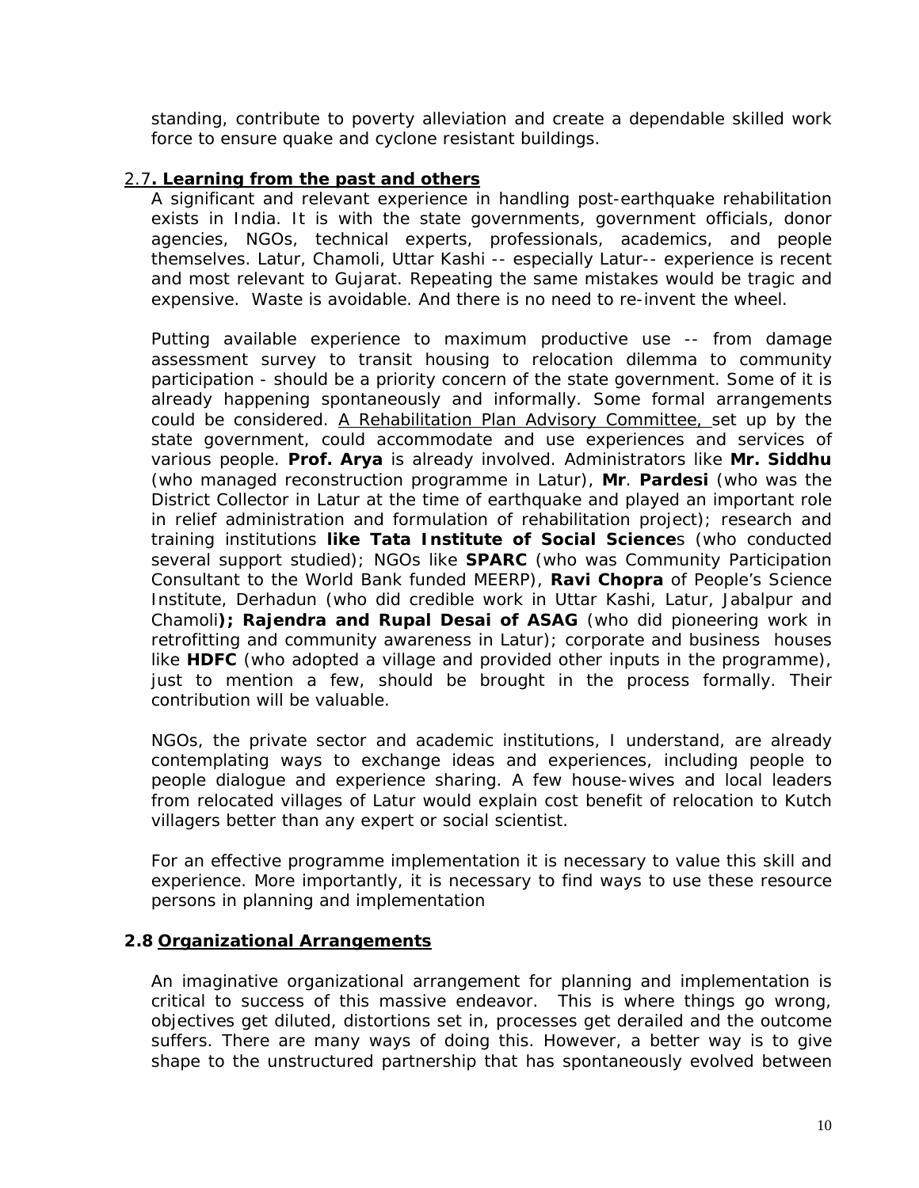standing, contribute to poverty alleviation and create a dependable skilled work force to ensure quake and cyclone resistant buildings.

## 2.7. Learning from the past and others

A significant and relevant experience in handling post-earthquake rehabilitation exists in India. It is with the state governments, government officials, donor agencies, NGOs, technical experts, professionals, academics, and people themselves. Latur, Chamoli, Uttar Kashi -- especially Latur-- experience is recent and most relevant to Gujarat. Repeating the same mistakes would be tragic and expensive. Waste is avoidable. And there is no need to re-invent the wheel.

Putting available experience to maximum productive use -- from damage assessment survey to transit housing to relocation dilemma to community participation - should be a priority concern of the state government. Some of it is already happening spontaneously and informally. Some formal arrangements could be considered. A Rehabilitation Plan Advisory Committee, set up by the state government, could accommodate and use experiences and services of various people. **Prof. Arya** is already involved. Administrators like **Mr. Siddhu** (who managed reconstruction programme in Latur), **Mr**. **Pardesi** (who was the District Collector in Latur at the time of earthquake and played an important role in relief administration and formulation of rehabilitation project); research and training institutions **like Tata Institute of Social Science**s (who conducted several support studied); NGOs like **SPARC** (who was Community Participation Consultant to the World Bank funded MEERP), **Ravi Chopra** of People's Science Institute, Derhadun (who did credible work in Uttar Kashi, Latur, Jabalpur and Chamoli**); Rajendra and Rupal Desai of ASAG** (who did pioneering work in retrofitting and community awareness in Latur); corporate and business houses like **HDFC** (who adopted a village and provided other inputs in the programme), just to mention a few, should be brought in the process formally. Their contribution will be valuable.

NGOs, the private sector and academic institutions, I understand, are already contemplating ways to exchange ideas and experiences, including people to people dialogue and experience sharing. A few house-wives and local leaders from relocated villages of Latur would explain cost benefit of relocation to Kutch villagers better than any expert or social scientist.

For an effective programme implementation it is necessary to value this skill and experience. More importantly, it is necessary to find ways to use these resource persons in planning and implementation

## 2.8 Organizational Arrangements

An imaginative organizational arrangement for planning and implementation is critical to success of this massive endeavor. This is where things go wrong, objectives get diluted, distortions set in, processes get derailed and the outcome suffers. There are many ways of doing this. However, a better way is to give shape to the unstructured partnership that has spontaneously evolved between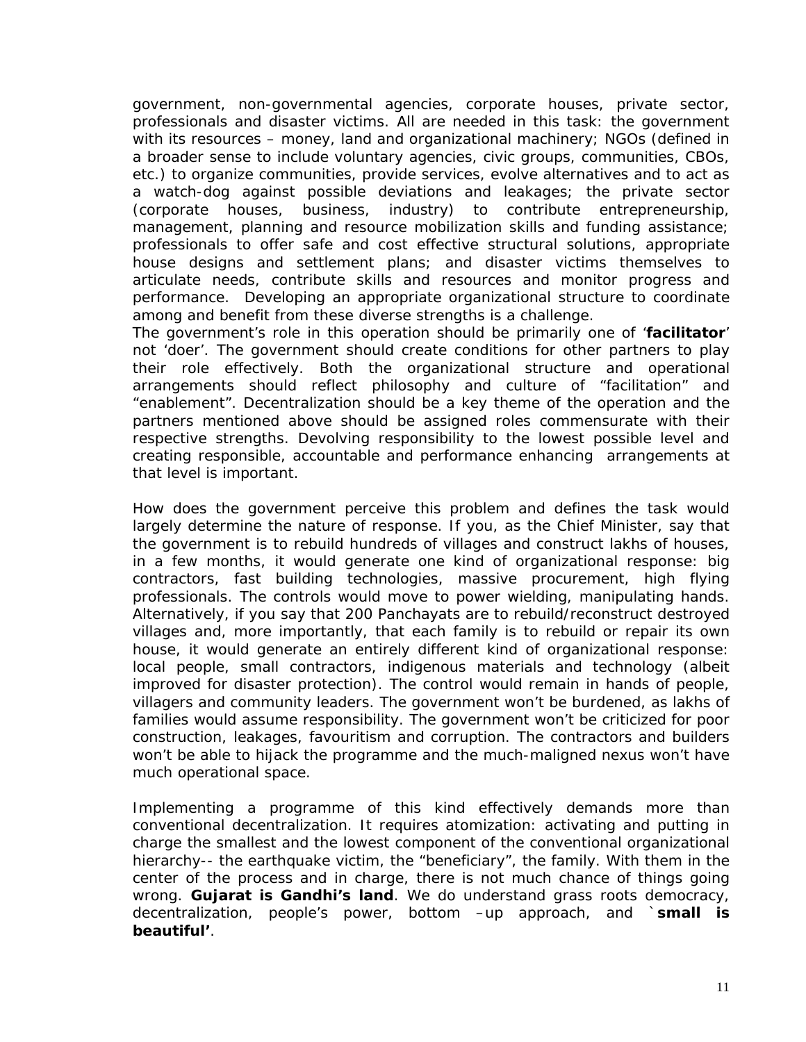government, non-governmental agencies, corporate houses, private sector, professionals and disaster victims. All are needed in this task: the government with its resources – money, land and organizational machinery; NGOs (defined in a broader sense to include voluntary agencies, civic groups, communities, CBOs, etc.) to organize communities, provide services, evolve alternatives and to act as a watch-dog against possible deviations and leakages; the private sector (corporate houses, business, industry) to contribute entrepreneurship, management, planning and resource mobilization skills and funding assistance; professionals to offer safe and cost effective structural solutions, appropriate house designs and settlement plans; and disaster victims themselves to articulate needs, contribute skills and resources and monitor progress and performance. Developing an appropriate organizational structure to coordinate among and benefit from these diverse strengths is a challenge.

The government's role in this operation should be primarily one of '**facilitator**' not 'doer'. The government should create conditions for other partners to play their role effectively. Both the organizational structure and operational arrangements should reflect philosophy and culture of "facilitation" and "enablement". Decentralization should be a key theme of the operation and the partners mentioned above should be assigned roles commensurate with their respective strengths. Devolving responsibility to the lowest possible level and creating responsible, accountable and performance enhancing arrangements at that level is important.

How does the government perceive this problem and defines the task would largely determine the nature of response. If you, as the Chief Minister, say that the government is to rebuild hundreds of villages and construct lakhs of houses, in a few months, it would generate one kind of organizational response: big contractors, fast building technologies, massive procurement, high flying professionals. The controls would move to power wielding, manipulating hands. Alternatively, if you say that 200 Panchayats are to rebuild/reconstruct destroyed villages and, more importantly, that each family is to rebuild or repair its own house, it would generate an entirely different kind of organizational response: local people, small contractors, indigenous materials and technology (albeit improved for disaster protection). The control would remain in hands of people, villagers and community leaders. The government won't be burdened, as lakhs of families would assume responsibility. The government won't be criticized for poor construction, leakages, favouritism and corruption. The contractors and builders won't be able to hijack the programme and the much-maligned nexus won't have much operational space.

Implementing a programme of this kind effectively demands more than conventional decentralization. It requires atomization: activating and putting in charge the smallest and the lowest component of the conventional organizational hierarchy-- the earthquake victim, the "beneficiary", the family. With them in the center of the process and in charge, there is not much chance of things going wrong. **Gujarat is Gandhi's land**. We do understand grass roots democracy, decentralization, people's power, bottom –up approach, and **`small is beautiful'**.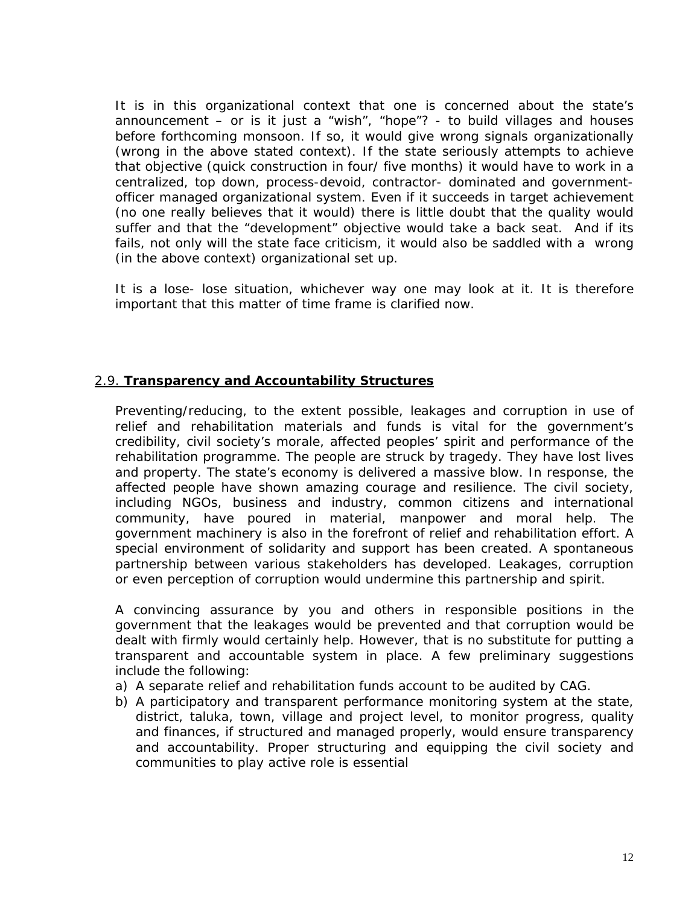It is in this organizational context that one is concerned about the state's announcement – or is it just a "wish", "hope"? - to build villages and houses before forthcoming monsoon. If so, it would give wrong signals organizationally (wrong in the above stated context). If the state seriously attempts to achieve that objective (quick construction in four/ five months) it would have to work in a centralized, top down, process-devoid, contractor- dominated and government-officer managed organizational system. Even if it succeeds in target achievement (no one really believes that it would) there is little doubt that the quality would suffer and that the "development" objective would take a back seat. And if its fails, not only will the state face criticism, it would also be saddled with a wrong (in the above context) organizational set up.

It is a lose- lose situation, whichever way one may look at it. It is therefore important that this matter of time frame is clarified now.

## 2.9. Transparency and Accountability Structures

Preventing/reducing, to the extent possible, leakages and corruption in use of relief and rehabilitation materials and funds is vital for the government's credibility, civil society's morale, affected peoples' spirit and performance of the rehabilitation programme. The people are struck by tragedy. They have lost lives and property. The state's economy is delivered a massive blow. In response, the affected people have shown amazing courage and resilience. The civil society, including NGOs, business and industry, common citizens and international community, have poured in material, manpower and moral help. The government machinery is also in the forefront of relief and rehabilitation effort. A special environment of solidarity and support has been created. A spontaneous partnership between various stakeholders has developed. Leakages, corruption or even perception of corruption would undermine this partnership and spirit.

A convincing assurance by you and others in responsible positions in the government that the leakages would be prevented and that corruption would be dealt with firmly would certainly help. However, that is no substitute for putting a transparent and accountable system in place. A few preliminary suggestions include the following:

a) A separate relief and rehabilitation funds account to be audited by CAG.
b) A participatory and transparent performance monitoring system at the state, district, taluka, town, village and project level, to monitor progress, quality and finances, if structured and managed properly, would ensure transparency and accountability. Proper structuring and equipping the civil society and communities to play active role is essential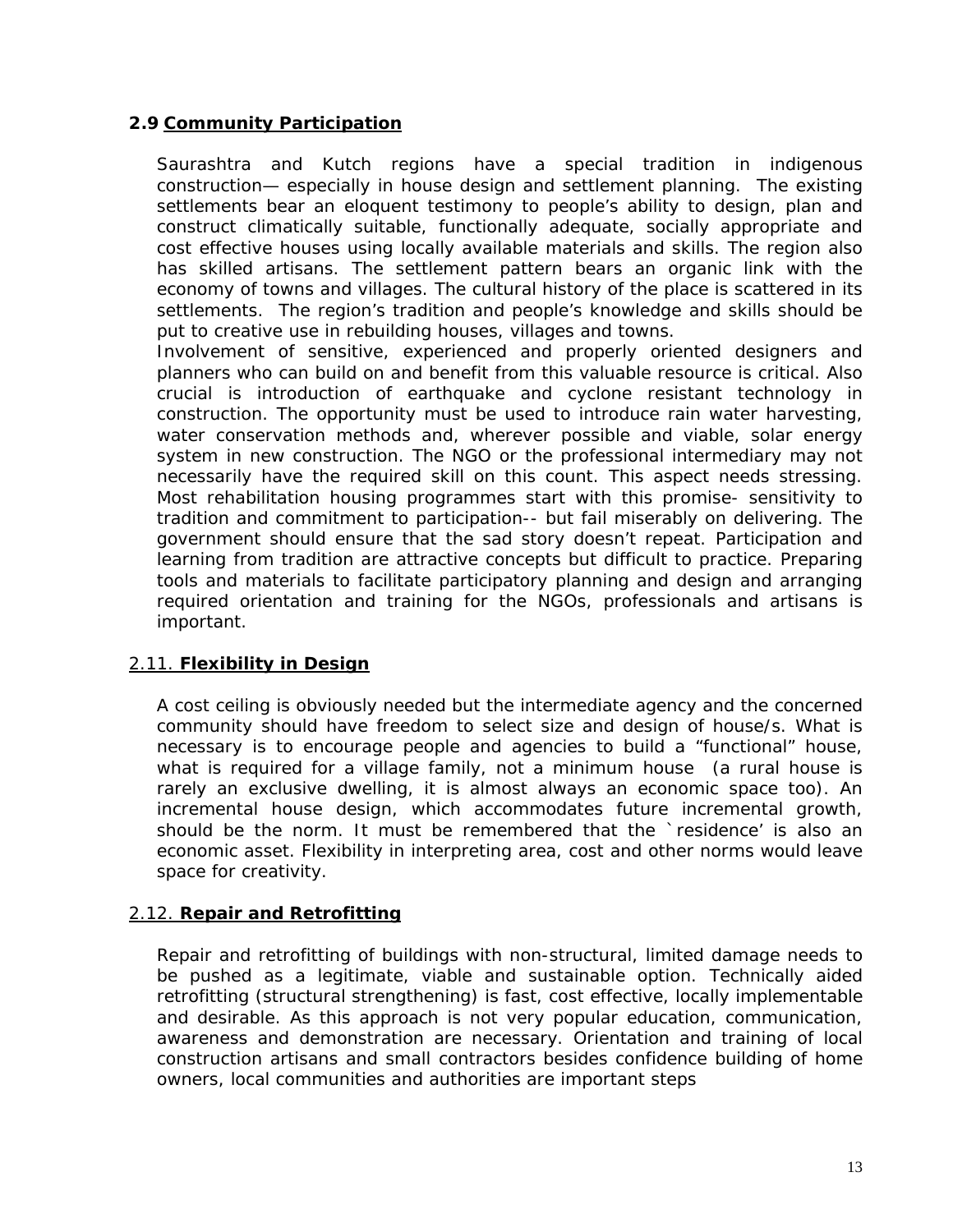## 2.9 Community Participation

Saurashtra and Kutch regions have a special tradition in indigenous construction— especially in house design and settlement planning. The existing settlements bear an eloquent testimony to people's ability to design, plan and construct climatically suitable, functionally adequate, socially appropriate and cost effective houses using locally available materials and skills. The region also has skilled artisans. The settlement pattern bears an organic link with the economy of towns and villages. The cultural history of the place is scattered in its settlements. The region's tradition and people's knowledge and skills should be put to creative use in rebuilding houses, villages and towns.
Involvement of sensitive, experienced and properly oriented designers and planners who can build on and benefit from this valuable resource is critical. Also crucial is introduction of earthquake and cyclone resistant technology in construction. The opportunity must be used to introduce rain water harvesting, water conservation methods and, wherever possible and viable, solar energy system in new construction. The NGO or the professional intermediary may not necessarily have the required skill on this count. This aspect needs stressing. Most rehabilitation housing programmes start with this promise- sensitivity to tradition and commitment to participation-- but fail miserably on delivering. The government should ensure that the sad story doesn't repeat. Participation and learning from tradition are attractive concepts but difficult to practice. Preparing tools and materials to facilitate participatory planning and design and arranging required orientation and training for the NGOs, professionals and artisans is important.

## 2.11. Flexibility in Design

A cost ceiling is obviously needed but the intermediate agency and the concerned community should have freedom to select size and design of house/s. What is necessary is to encourage people and agencies to build a "functional" house, what is required for a village family, not a minimum house (a rural house is rarely an exclusive dwelling, it is almost always an economic space too). An incremental house design, which accommodates future incremental growth, should be the norm. It must be remembered that the `residence' is also an economic asset. Flexibility in interpreting area, cost and other norms would leave space for creativity.

## 2.12. Repair and Retrofitting

Repair and retrofitting of buildings with non-structural, limited damage needs to be pushed as a legitimate, viable and sustainable option. Technically aided retrofitting (structural strengthening) is fast, cost effective, locally implementable and desirable. As this approach is not very popular education, communication, awareness and demonstration are necessary. Orientation and training of local construction artisans and small contractors besides confidence building of home owners, local communities and authorities are important steps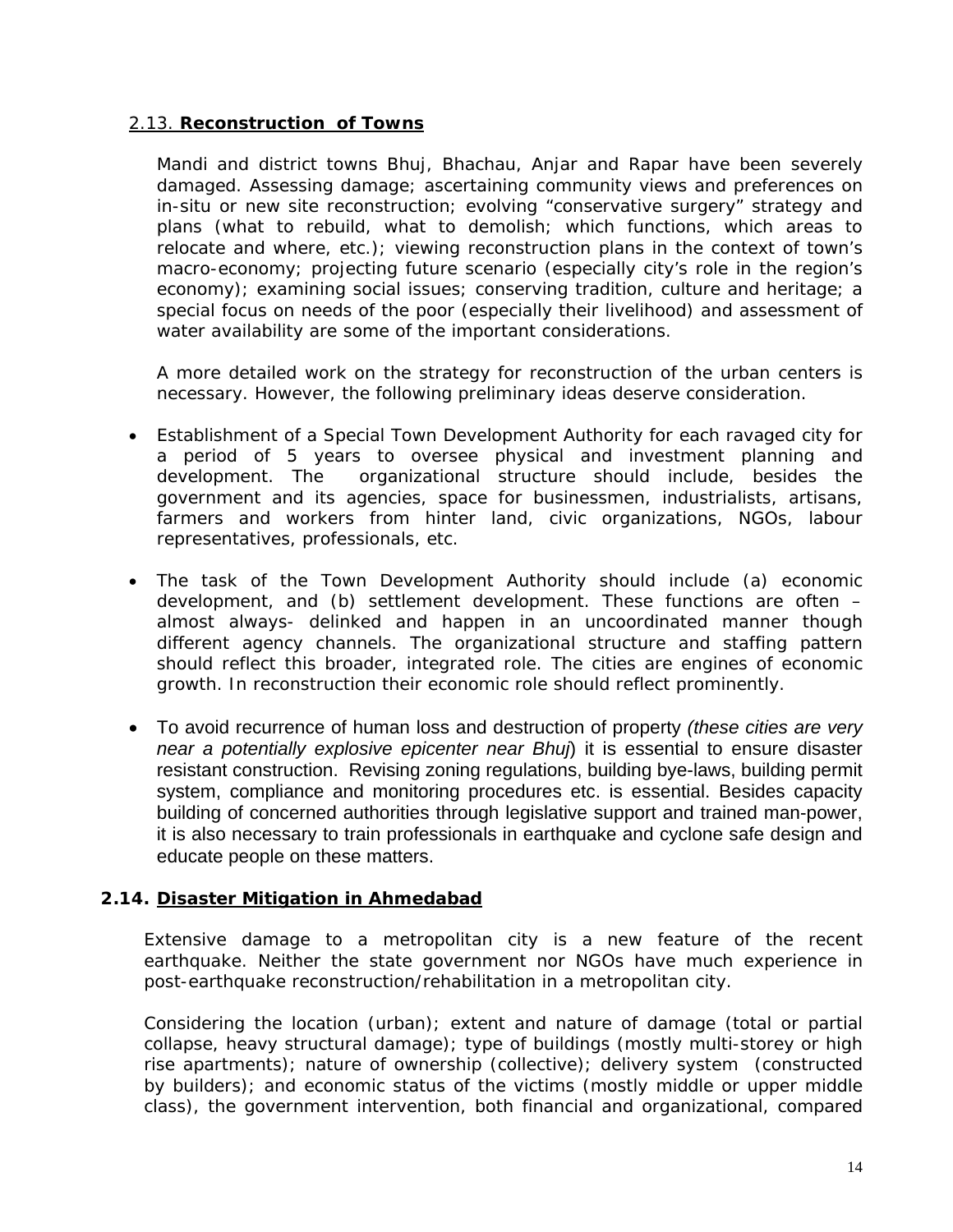## 2.13. **Reconstruction of Towns**

Mandi and district towns Bhuj, Bhachau, Anjar and Rapar have been severely damaged. Assessing damage; ascertaining community views and preferences on in-situ or new site reconstruction; evolving "conservative surgery" strategy and plans (what to rebuild, what to demolish; which functions, which areas to relocate and where, etc.); viewing reconstruction plans in the context of town's macro-economy; projecting future scenario (especially city's role in the region's economy); examining social issues; conserving tradition, culture and heritage; a special focus on needs of the poor (especially their livelihood) and assessment of water availability are some of the important considerations.

A more detailed work on the strategy for reconstruction of the urban centers is necessary. However, the following preliminary ideas deserve consideration.

- Establishment of a Special Town Development Authority for each ravaged city for a period of 5 years to oversee physical and investment planning and development. The organizational structure should include, besides the government and its agencies, space for businessmen, industrialists, artisans, farmers and workers from hinter land, civic organizations, NGOs, labour representatives, professionals, etc.

- The task of the Town Development Authority should include (a) economic development, and (b) settlement development. These functions are often – almost always- delinked and happen in an uncoordinated manner though different agency channels. The organizational structure and staffing pattern should reflect this broader, integrated role. The cities are engines of economic growth. In reconstruction their economic role should reflect prominently.

- To avoid recurrence of human loss and destruction of property *(these cities are very near a potentially explosive epicenter near Bhuj*) it is essential to ensure disaster resistant construction. Revising zoning regulations, building bye-laws, building permit system, compliance and monitoring procedures etc. is essential. Besides capacity building of concerned authorities through legislative support and trained man-power, it is also necessary to train professionals in earthquake and cyclone safe design and educate people on these matters.

## 2.14. **Disaster Mitigation in Ahmedabad**

Extensive damage to a metropolitan city is a new feature of the recent earthquake. Neither the state government nor NGOs have much experience in post-earthquake reconstruction/rehabilitation in a metropolitan city.

Considering the location (urban); extent and nature of damage (total or partial collapse, heavy structural damage); type of buildings (mostly multi-storey or high rise apartments); nature of ownership (collective); delivery system (constructed by builders); and economic status of the victims (mostly middle or upper middle class), the government intervention, both financial and organizational, compared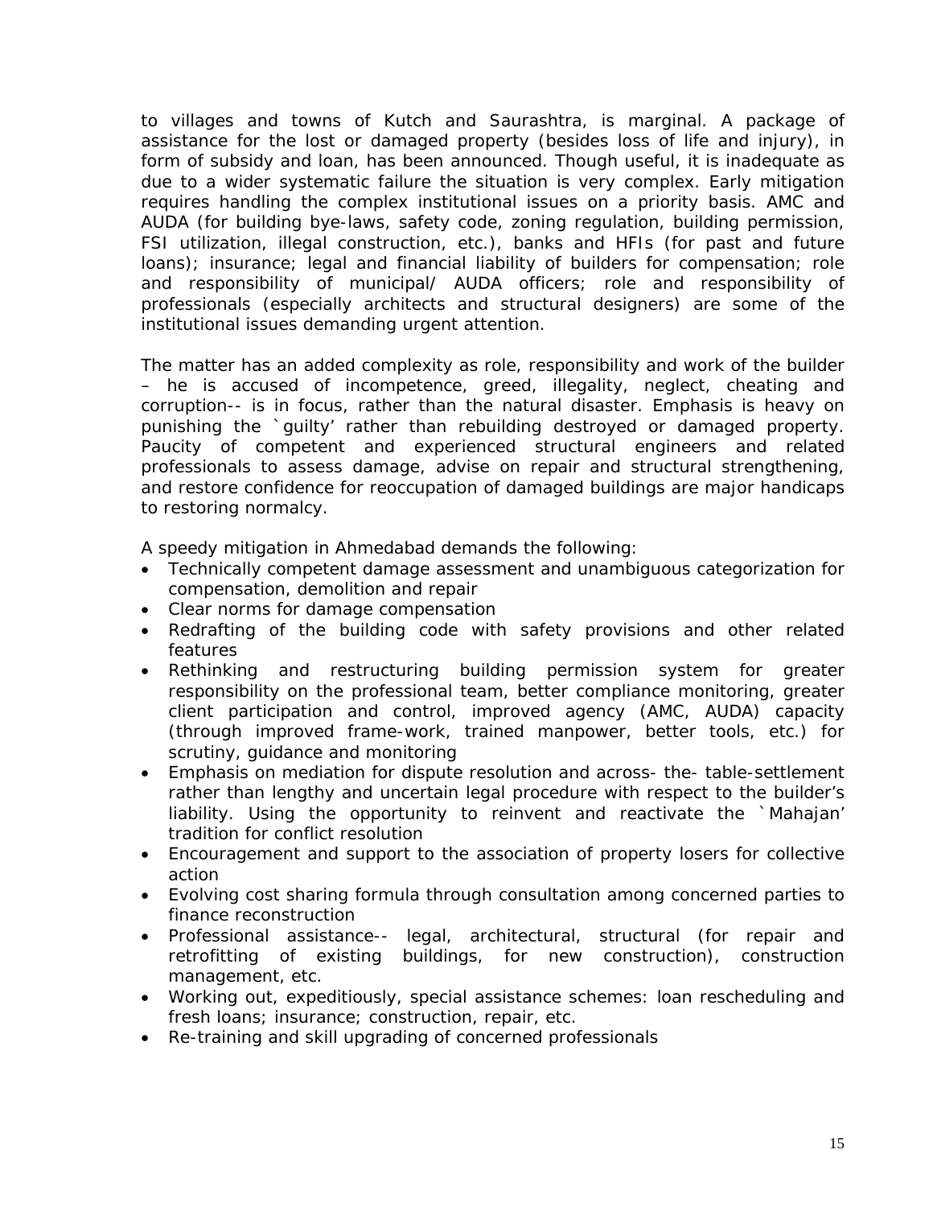to villages and towns of Kutch and Saurashtra, is marginal. A package of assistance for the lost or damaged property (besides loss of life and injury), in form of subsidy and loan, has been announced. Though useful, it is inadequate as due to a wider systematic failure the situation is very complex. Early mitigation requires handling the complex institutional issues on a priority basis. AMC and AUDA (for building bye-laws, safety code, zoning regulation, building permission, FSI utilization, illegal construction, etc.), banks and HFIs (for past and future loans); insurance; legal and financial liability of builders for compensation; role and responsibility of municipal/ AUDA officers; role and responsibility of professionals (especially architects and structural designers) are some of the institutional issues demanding urgent attention.

The matter has an added complexity as role, responsibility and work of the builder – he is accused of incompetence, greed, illegality, neglect, cheating and corruption-- is in focus, rather than the natural disaster. Emphasis is heavy on punishing the `guilty' rather than rebuilding destroyed or damaged property. Paucity of competent and experienced structural engineers and related professionals to assess damage, advise on repair and structural strengthening, and restore confidence for reoccupation of damaged buildings are major handicaps to restoring normalcy.

A speedy mitigation in Ahmedabad demands the following:

- Technically competent damage assessment and unambiguous categorization for compensation, demolition and repair
- Clear norms for damage compensation
- Redrafting of the building code with safety provisions and other related features
- Rethinking and restructuring building permission system for greater responsibility on the professional team, better compliance monitoring, greater client participation and control, improved agency (AMC, AUDA) capacity (through improved frame-work, trained manpower, better tools, etc.) for scrutiny, guidance and monitoring
- Emphasis on mediation for dispute resolution and across- the- table-settlement rather than lengthy and uncertain legal procedure with respect to the builder's liability. Using the opportunity to reinvent and reactivate the `Mahajan' tradition for conflict resolution
- Encouragement and support to the association of property losers for collective action
- Evolving cost sharing formula through consultation among concerned parties to finance reconstruction
- Professional assistance-- legal, architectural, structural (for repair and retrofitting of existing buildings, for new construction), construction management, etc.
- Working out, expeditiously, special assistance schemes: loan rescheduling and fresh loans; insurance; construction, repair, etc.
- Re-training and skill upgrading of concerned professionals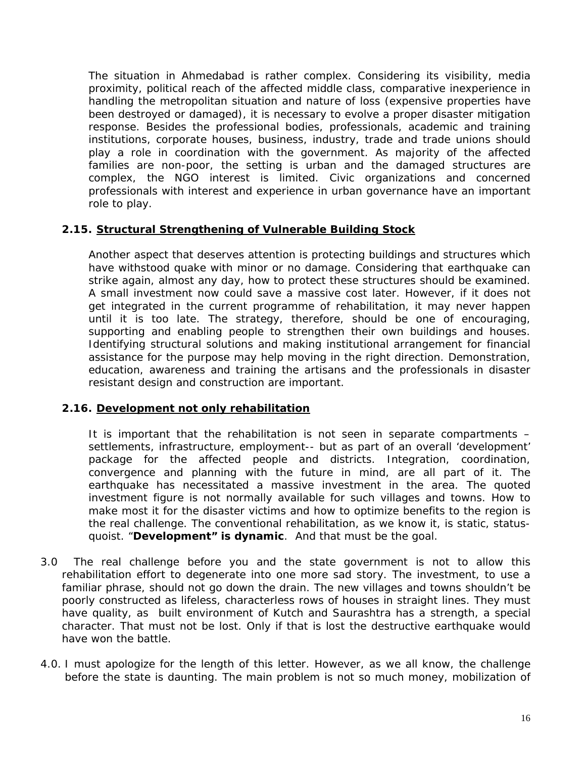The situation in Ahmedabad is rather complex. Considering its visibility, media proximity, political reach of the affected middle class, comparative inexperience in handling the metropolitan situation and nature of loss (expensive properties have been destroyed or damaged), it is necessary to evolve a proper disaster mitigation response. Besides the professional bodies, professionals, academic and training institutions, corporate houses, business, industry, trade and trade unions should play a role in coordination with the government. As majority of the affected families are non-poor, the setting is urban and the damaged structures are complex, the NGO interest is limited. Civic organizations and concerned professionals with interest and experience in urban governance have an important role to play.

### 2.15. Structural Strengthening of Vulnerable Building Stock

Another aspect that deserves attention is protecting buildings and structures which have withstood quake with minor or no damage. Considering that earthquake can strike again, almost any day, how to protect these structures should be examined. A small investment now could save a massive cost later. However, if it does not get integrated in the current programme of rehabilitation, it may never happen until it is too late. The strategy, therefore, should be one of encouraging, supporting and enabling people to strengthen their own buildings and houses. Identifying structural solutions and making institutional arrangement for financial assistance for the purpose may help moving in the right direction. Demonstration, education, awareness and training the artisans and the professionals in disaster resistant design and construction are important.

### 2.16. Development not only rehabilitation

It is important that the rehabilitation is not seen in separate compartments – settlements, infrastructure, employment-- but as part of an overall 'development' package for the affected people and districts. Integration, coordination, convergence and planning with the future in mind, are all part of it. The earthquake has necessitated a massive investment in the area. The quoted investment figure is not normally available for such villages and towns. How to make most it for the disaster victims and how to optimize benefits to the region is the real challenge. The conventional rehabilitation, as we know it, is static, status-quoist. "**Development" is dynamic**. And that must be the goal.

3.0 The real challenge before you and the state government is not to allow this rehabilitation effort to degenerate into one more sad story. The investment, to use a familiar phrase, should not go down the drain. The new villages and towns shouldn't be poorly constructed as lifeless, characterless rows of houses in straight lines. They must have quality, as built environment of Kutch and Saurashtra has a strength, a special character. That must not be lost. Only if that is lost the destructive earthquake would have won the battle.

4.0. I must apologize for the length of this letter. However, as we all know, the challenge before the state is daunting. The main problem is not so much money, mobilization of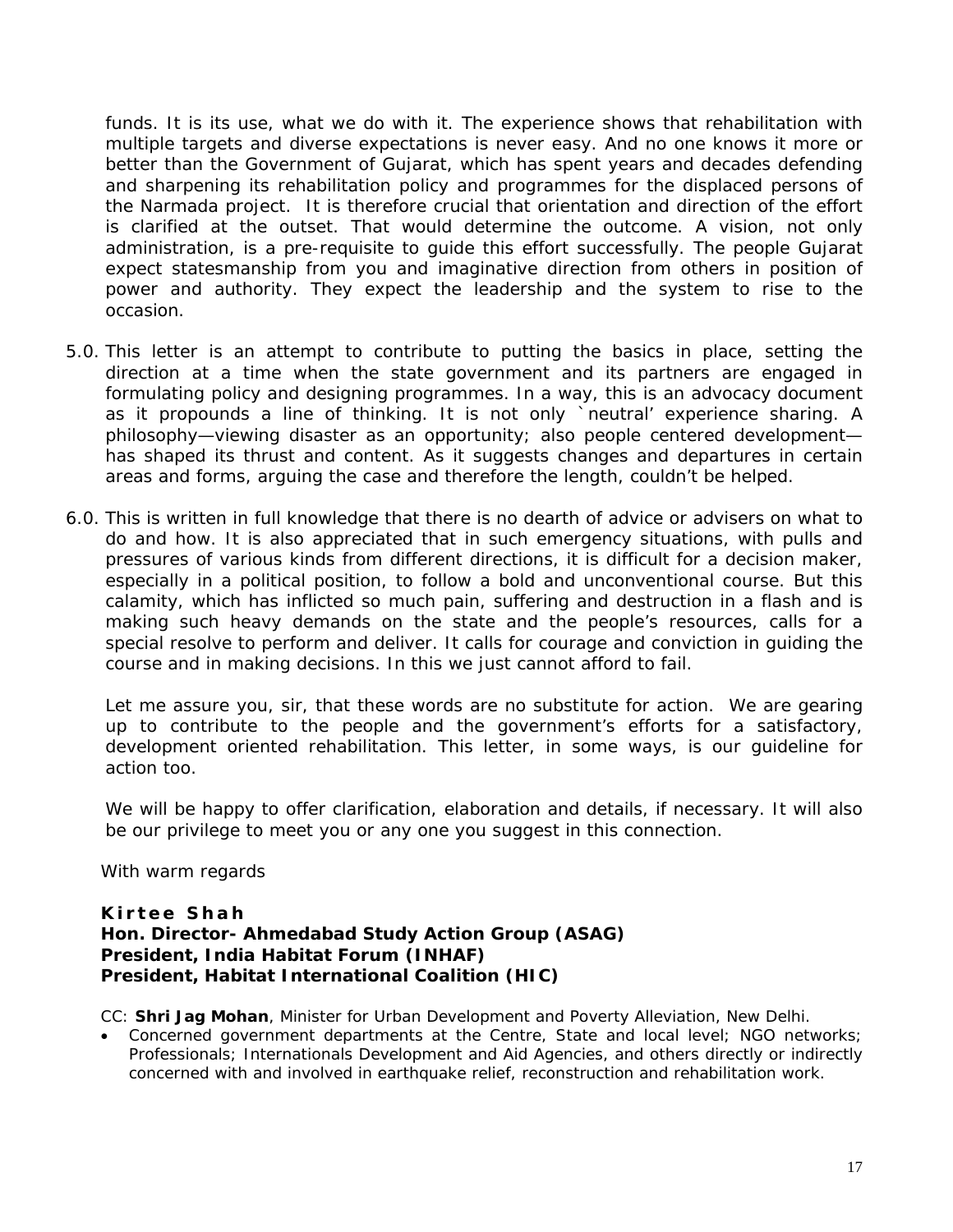funds. It is its use, what we do with it. The experience shows that rehabilitation with multiple targets and diverse expectations is never easy. And no one knows it more or better than the Government of Gujarat, which has spent years and decades defending and sharpening its rehabilitation policy and programmes for the displaced persons of the Narmada project. It is therefore crucial that orientation and direction of the effort is clarified at the outset. That would determine the outcome. A vision, not only administration, is a pre-requisite to guide this effort successfully. The people Gujarat expect statesmanship from you and imaginative direction from others in position of power and authority. They expect the leadership and the system to rise to the occasion.

5.0. This letter is an attempt to contribute to putting the basics in place, setting the direction at a time when the state government and its partners are engaged in formulating policy and designing programmes. In a way, this is an advocacy document as it propounds a line of thinking. It is not only `neutral' experience sharing. A philosophy—viewing disaster as an opportunity; also people centered development—has shaped its thrust and content. As it suggests changes and departures in certain areas and forms, arguing the case and therefore the length, couldn't be helped.

6.0. This is written in full knowledge that there is no dearth of advice or advisers on what to do and how. It is also appreciated that in such emergency situations, with pulls and pressures of various kinds from different directions, it is difficult for a decision maker, especially in a political position, to follow a bold and unconventional course. But this calamity, which has inflicted so much pain, suffering and destruction in a flash and is making such heavy demands on the state and the people's resources, calls for a special resolve to perform and deliver. It calls for courage and conviction in guiding the course and in making decisions. In this we just cannot afford to fail.

Let me assure you, sir, that these words are no substitute for action. We are gearing up to contribute to the people and the government's efforts for a satisfactory, development oriented rehabilitation. This letter, in some ways, is our guideline for action too.

We will be happy to offer clarification, elaboration and details, if necessary. It will also be our privilege to meet you or any one you suggest in this connection.

With warm regards

**Kirtee Shah**
**Hon. Director- Ahmedabad Study Action Group (ASAG)**
**President, India Habitat Forum (INHAF)**
**President, Habitat International Coalition (HIC)**

CC: **Shri Jag Mohan**, Minister for Urban Development and Poverty Alleviation, New Delhi.

- Concerned government departments at the Centre, State and local level; NGO networks; Professionals; Internationals Development and Aid Agencies, and others directly or indirectly concerned with and involved in earthquake relief, reconstruction and rehabilitation work.